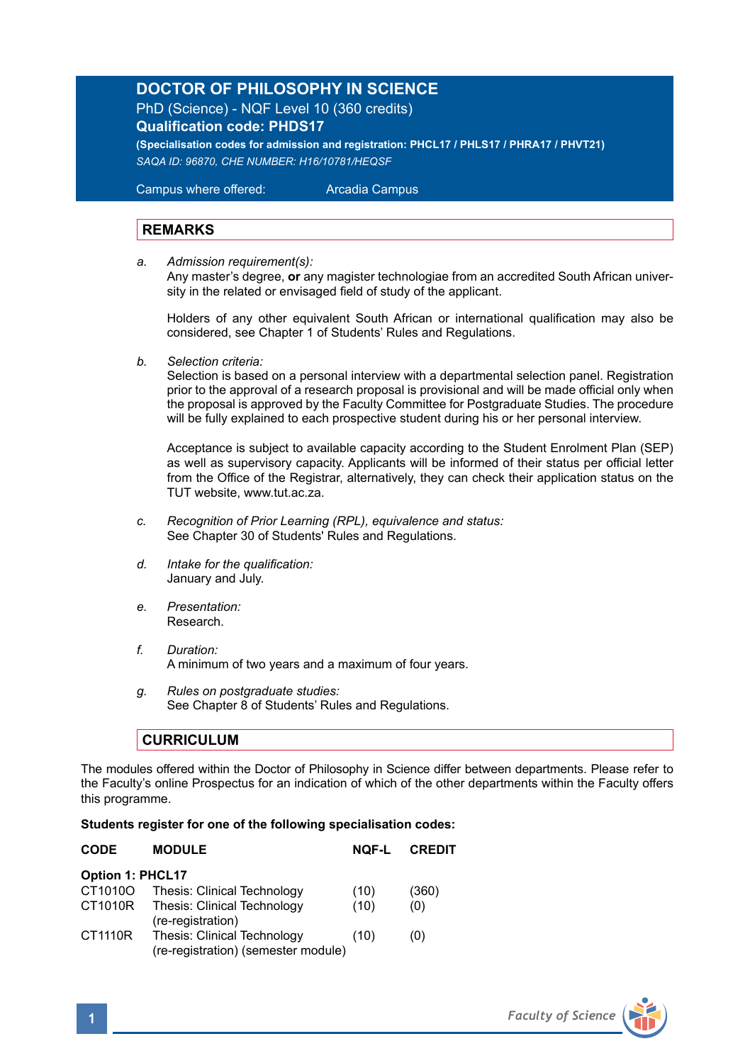# DOCTOR OF PHILOSOPHY IN SCIENCE

PhD (Science) - NQF Level 10 (360 credits)

**Qualification code: PHDS17**

**(Specialisation codes for admission and registration: PHCL17 / PHLS17 / PHRA17 / PHVT21)**

*SAQA ID: 96870, CHE NUMBER: H16/10781/HEQSF*

Campus where offered: Arcadia Campus

## REMARKS

a. *Admission requirement(s):*
   Any master's degree, **or** any magister technologiae from an accredited South African university in the related or envisaged field of study of the applicant.

   Holders of any other equivalent South African or international qualification may also be considered, see Chapter 1 of Students' Rules and Regulations.

b. *Selection criteria:*
   Selection is based on a personal interview with a departmental selection panel. Registration prior to the approval of a research proposal is provisional and will be made official only when the proposal is approved by the Faculty Committee for Postgraduate Studies. The procedure will be fully explained to each prospective student during his or her personal interview.

   Acceptance is subject to available capacity according to the Student Enrolment Plan (SEP) as well as supervisory capacity. Applicants will be informed of their status per official letter from the Office of the Registrar, alternatively, they can check their application status on the TUT website, www.tut.ac.za.

c. *Recognition of Prior Learning (RPL), equivalence and status:*
   See Chapter 30 of Students' Rules and Regulations.

d. *Intake for the qualification:*
   January and July.

e. *Presentation:*
   Research.

f. *Duration:*
   A minimum of two years and a maximum of four years.

g. *Rules on postgraduate studies:*
   See Chapter 8 of Students' Rules and Regulations.

## CURRICULUM

The modules offered within the Doctor of Philosophy in Science differ between departments. Please refer to the Faculty's online Prospectus for an indication of which of the other departments within the Faculty offers this programme.

**Students register for one of the following specialisation codes:**

| CODE | MODULE | NQF-L | CREDIT |
|---|---|---|---|
| **Option 1: PHCL17** | | | |
| CT1010O | Thesis: Clinical Technology | (10) | (360) |
| CT1010R | Thesis: Clinical Technology (re-registration) | (10) | (0) |
| CT1110R | Thesis: Clinical Technology (re-registration) (semester module) | (10) | (0) |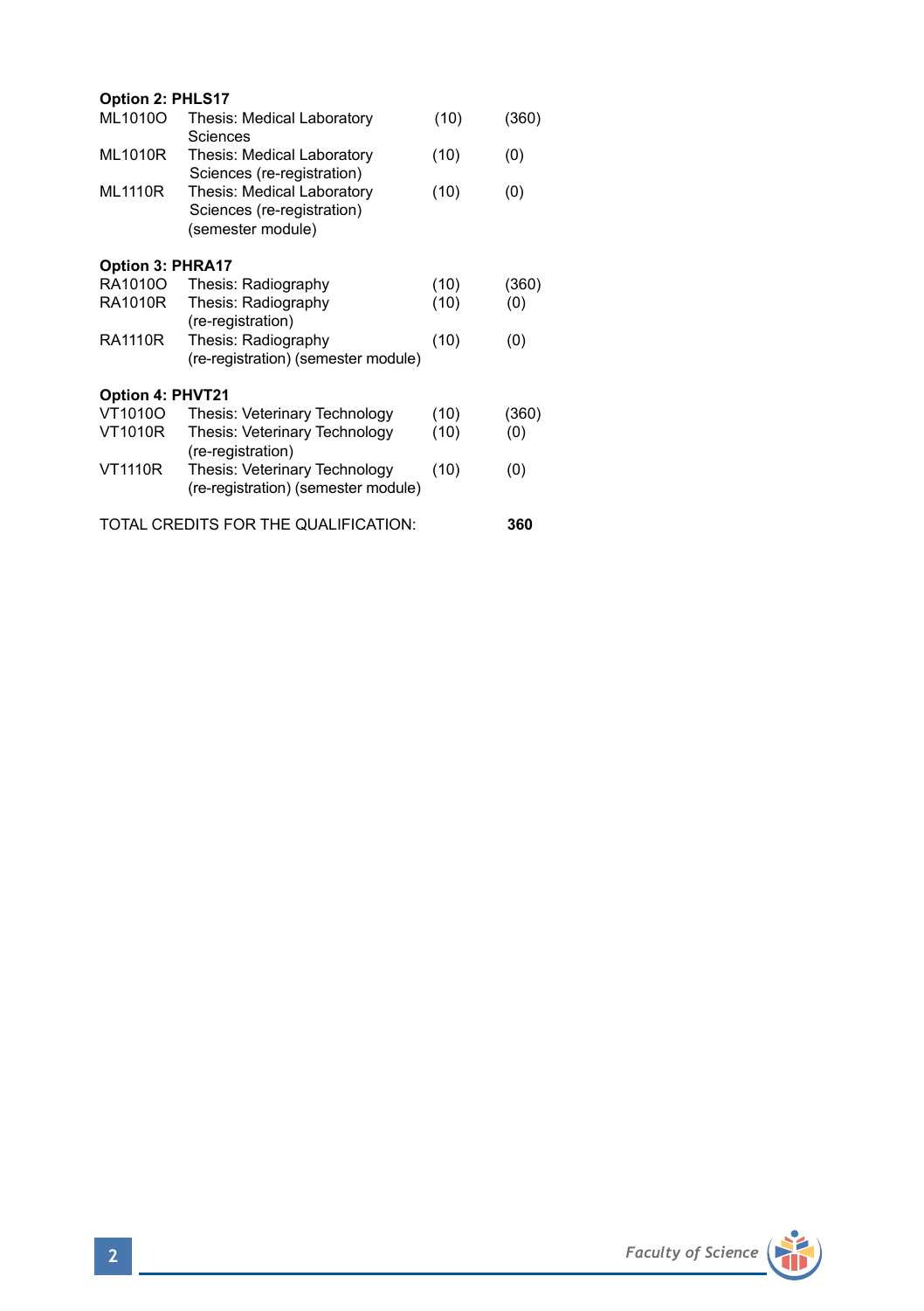**Option 2: PHLS17**

| | | | |
|---|---|---|---|
| ML1010O | Thesis: Medical Laboratory Sciences | (10) | (360) |
| ML1010R | Thesis: Medical Laboratory Sciences (re-registration) | (10) | (0) |
| ML1110R | Thesis: Medical Laboratory Sciences (re-registration) (semester module) | (10) | (0) |

**Option 3: PHRA17**

| | | | |
|---|---|---|---|
| RA1010O | Thesis: Radiography | (10) | (360) |
| RA1010R | Thesis: Radiography (re-registration) | (10) | (0) |
| RA1110R | Thesis: Radiography (re-registration) (semester module) | (10) | (0) |

**Option 4: PHVT21**

| | | | |
|---|---|---|---|
| VT1010O | Thesis: Veterinary Technology | (10) | (360) |
| VT1010R | Thesis: Veterinary Technology (re-registration) | (10) | (0) |
| VT1110R | Thesis: Veterinary Technology (re-registration) (semester module) | (10) | (0) |

TOTAL CREDITS FOR THE QUALIFICATION: **360**